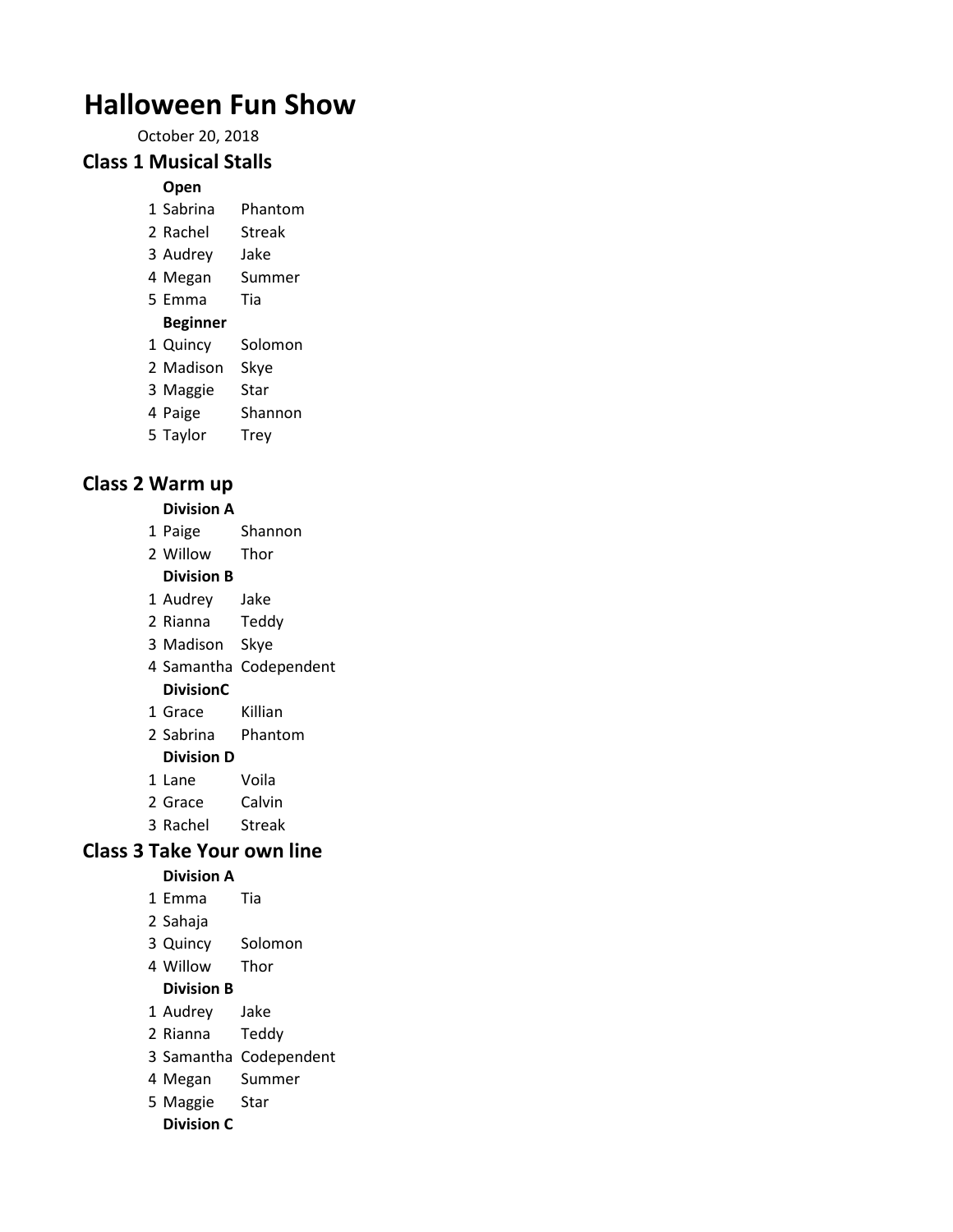# Halloween Fun Show

October 20, 2018

## Class 1 Musical Stalls

**Open**

| | | |
|---|---|---|
| 1 | Sabrina | Phantom |
| 2 | Rachel | Streak |
| 3 | Audrey | Jake |
| 4 | Megan | Summer |
| 5 | Emma | Tia |

**Beginner**

| | | |
|---|---|---|
| 1 | Quincy | Solomon |
| 2 | Madison | Skye |
| 3 | Maggie | Star |
| 4 | Paige | Shannon |
| 5 | Taylor | Trey |

## Class 2 Warm up

**Division A**

| | | |
|---|---|---|
| 1 | Paige | Shannon |
| 2 | Willow | Thor |

**Division B**

| | | |
|---|---|---|
| 1 | Audrey | Jake |
| 2 | Rianna | Teddy |
| 3 | Madison | Skye |
| 4 | Samantha | Codependent |

**DivisionC**

| | | |
|---|---|---|
| 1 | Grace | Killian |
| 2 | Sabrina | Phantom |

**Division D**

| | | |
|---|---|---|
| 1 | Lane | Voila |
| 2 | Grace | Calvin |
| 3 | Rachel | Streak |

## Class 3 Take Your own line

**Division A**

| | | |
|---|---|---|
| 1 | Emma | Tia |
| 2 | Sahaja | |
| 3 | Quincy | Solomon |
| 4 | Willow | Thor |

**Division B**

| | | |
|---|---|---|
| 1 | Audrey | Jake |
| 2 | Rianna | Teddy |
| 3 | Samantha | Codependent |
| 4 | Megan | Summer |
| 5 | Maggie | Star |

**Division C**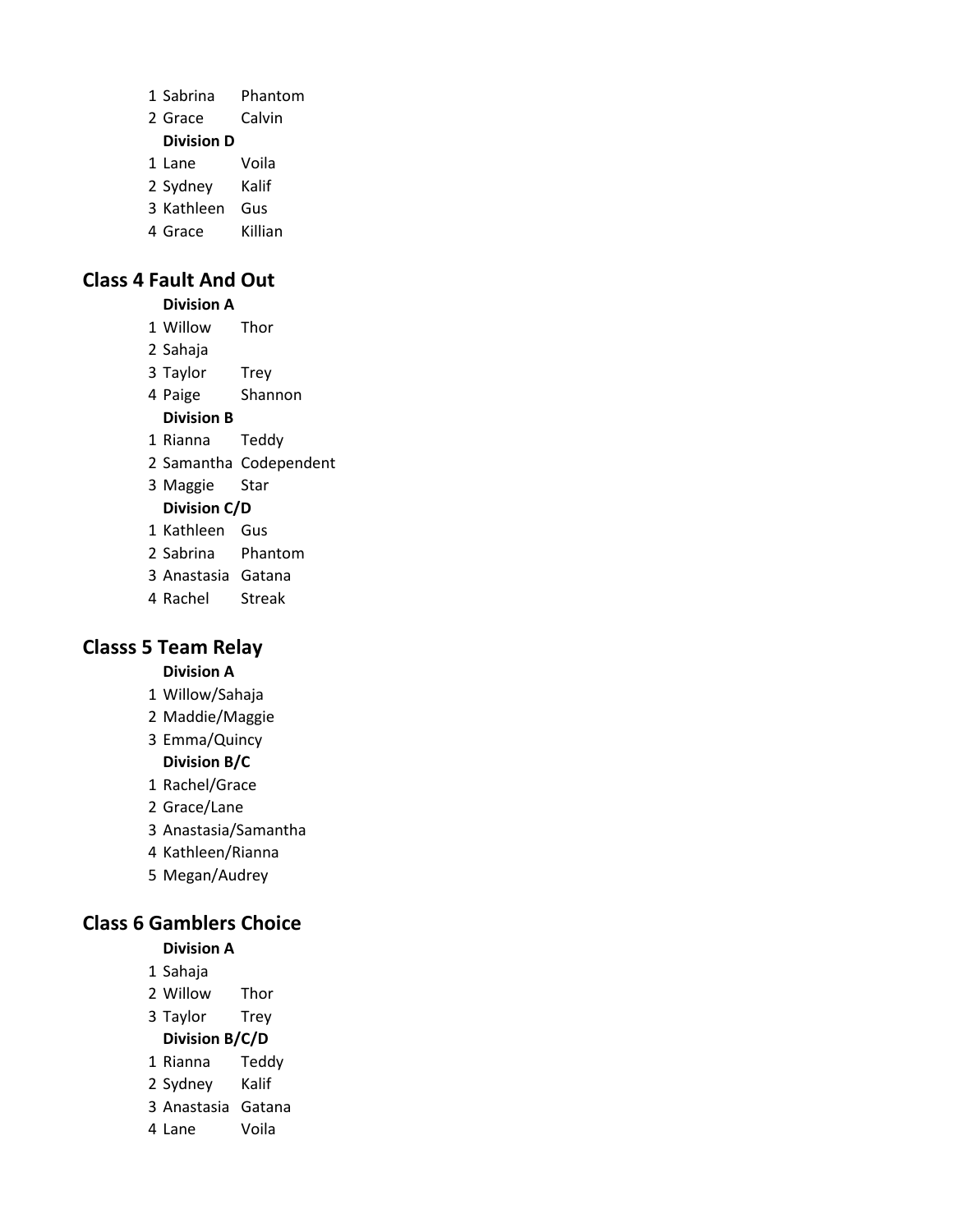| | | |
|---|---|---|
| 1 | Sabrina | Phantom |
| 2 | Grace | Calvin |
| | **Division D** | |
| 1 | Lane | Voila |
| 2 | Sydney | Kalif |
| 3 | Kathleen | Gus |
| 4 | Grace | Killian |

## Class 4 Fault And Out

| | | |
|---|---|---|
| | **Division A** | |
| 1 | Willow | Thor |
| 2 | Sahaja | |
| 3 | Taylor | Trey |
| 4 | Paige | Shannon |
| | **Division B** | |
| 1 | Rianna | Teddy |
| 2 | Samantha | Codependent |
| 3 | Maggie | Star |
| | **Division C/D** | |
| 1 | Kathleen | Gus |
| 2 | Sabrina | Phantom |
| 3 | Anastasia | Gatana |
| 4 | Rachel | Streak |

## Classs 5 Team Relay

| | |
|---|---|
| | **Division A** |
| 1 | Willow/Sahaja |
| 2 | Maddie/Maggie |
| 3 | Emma/Quincy |
| | **Division B/C** |
| 1 | Rachel/Grace |
| 2 | Grace/Lane |
| 3 | Anastasia/Samantha |
| 4 | Kathleen/Rianna |
| 5 | Megan/Audrey |

## Class 6 Gamblers Choice

| | | |
|---|---|---|
| | **Division A** | |
| 1 | Sahaja | |
| 2 | Willow | Thor |
| 3 | Taylor | Trey |
| | **Division B/C/D** | |
| 1 | Rianna | Teddy |
| 2 | Sydney | Kalif |
| 3 | Anastasia | Gatana |
| 4 | Lane | Voila |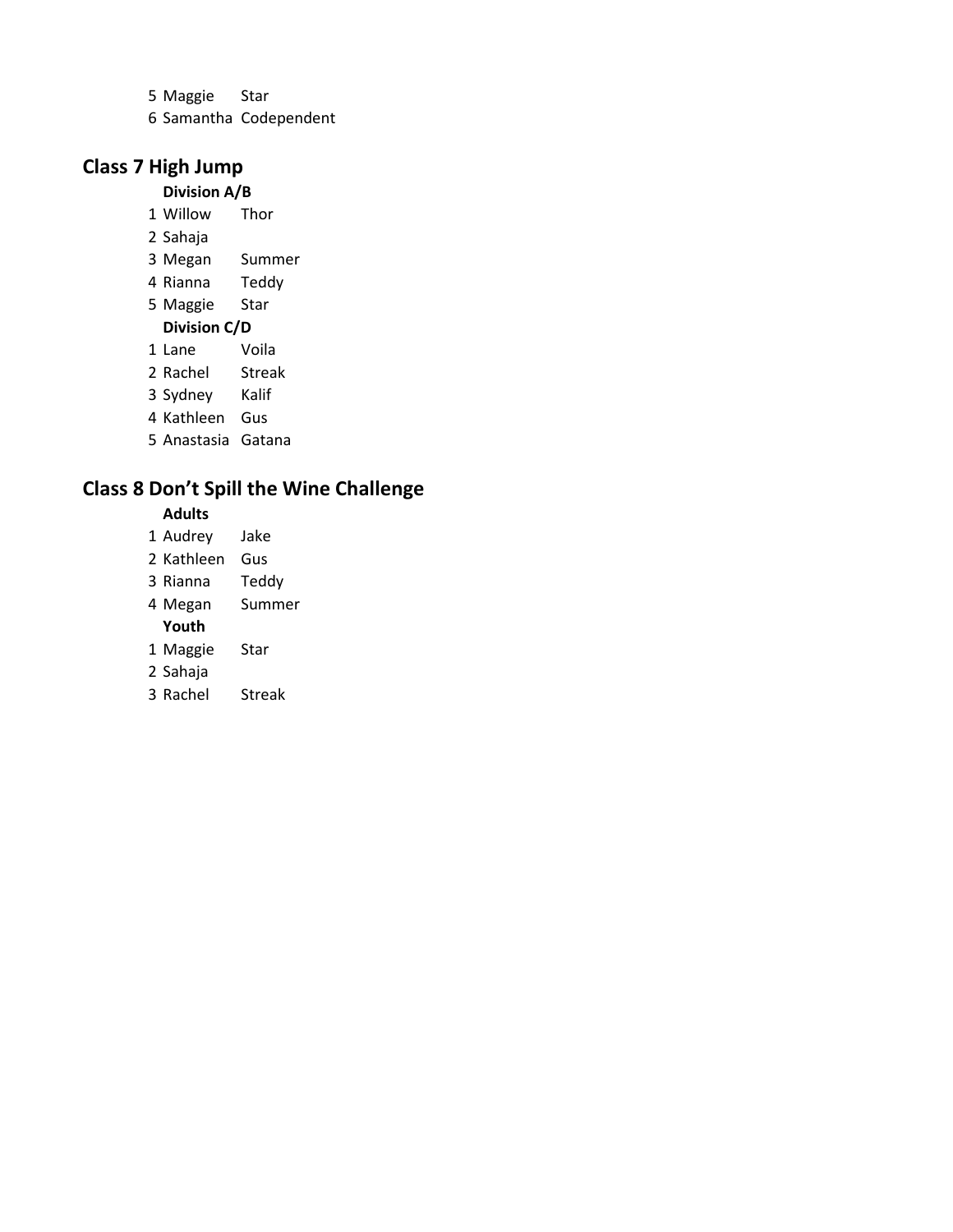| | | |
|---|---|---|
| 5 | Maggie | Star |
| 6 | Samantha | Codependent |

## Class 7 High Jump

**Division A/B**

| | | |
|---|---|---|
| 1 | Willow | Thor |
| 2 | Sahaja | |
| 3 | Megan | Summer |
| 4 | Rianna | Teddy |
| 5 | Maggie | Star |

**Division C/D**

| | | |
|---|---|---|
| 1 | Lane | Voila |
| 2 | Rachel | Streak |
| 3 | Sydney | Kalif |
| 4 | Kathleen | Gus |
| 5 | Anastasia | Gatana |

## Class 8 Don't Spill the Wine Challenge

**Adults**

| | | |
|---|---|---|
| 1 | Audrey | Jake |
| 2 | Kathleen | Gus |
| 3 | Rianna | Teddy |
| 4 | Megan | Summer |

**Youth**

| | | |
|---|---|---|
| 1 | Maggie | Star |
| 2 | Sahaja | |
| 3 | Rachel | Streak |